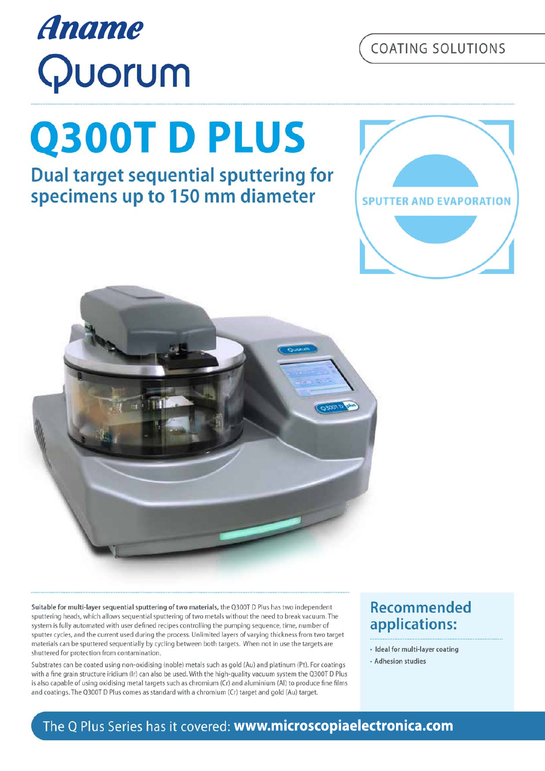Aname

Quorum

COATING SOLUTIONS

# Q300T D PLUS

## Dual target sequential sputtering for specimens up to 150 mm diameter

SPUTTER AND EVAPORATION

**Suitable for multi-layer sequential sputtering of two materials,** the Q300T D Plus has two independent sputtering heads, which allows sequential sputtering of two metals without the need to break vacuum. The system is fully automated with user defined recipes controlling the pumping sequence, time, number of sputter cycles, and the current used during the process. Unlimited layers of varying thickness from two target materials can be sputtered sequentially by cycling between both targets. When not in use the targets are shuttered for protection from contamination.

Substrates can be coated using non-oxidising (noble) metals such as gold (Au) and platinum (Pt). For coatings with a fine grain structure iridium (Ir) can also be used. With the high-quality vacuum system the Q300T D Plus is also capable of using oxidising metal targets such as chromium (Cr) and aluminium (Al) to produce fine films and coatings. The Q300T D Plus comes as standard with a chromium (Cr) target and gold (Au) target.

## Recommended applications:

- Ideal for multi-layer coating
- Adhesion studies

The Q Plus Series has it covered: **www.microscopiaelectronica.com**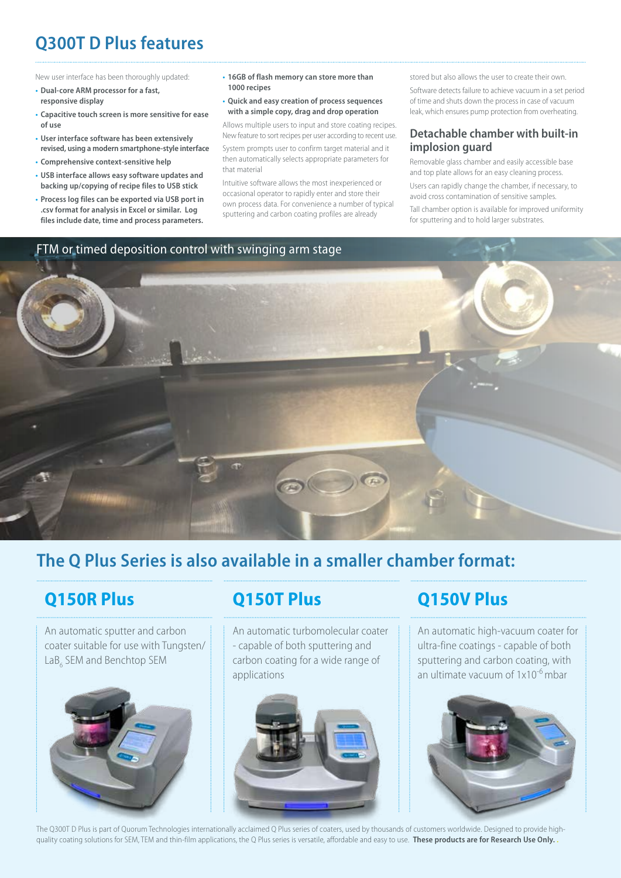# Q300T D Plus features

New user interface has been thoroughly updated:

- **Dual-core ARM processor for a fast, responsive display**
- **Capacitive touch screen is more sensitive for ease of use**
- **User interface software has been extensively revised, using a modern smartphone-style interface**
- **Comprehensive context-sensitive help**
- **USB interface allows easy software updates and backing up/copying of recipe files to USB stick**
- **Process log files can be exported via USB port in .csv format for analysis in Excel or similar. Log files include date, time and process parameters.**
- **16GB of flash memory can store more than 1000 recipes**
- **Quick and easy creation of process sequences with a simple copy, drag and drop operation**

Allows multiple users to input and store coating recipes. New feature to sort recipes per user according to recent use.

System prompts user to confirm target material and it then automatically selects appropriate parameters for that material

Intuitive software allows the most inexperienced or occasional operator to rapidly enter and store their own process data. For convenience a number of typical sputtering and carbon coating profiles are already stored but also allows the user to create their own.

Software detects failure to achieve vacuum in a set period of time and shuts down the process in case of vacuum leak, which ensures pump protection from overheating.

## Detachable chamber with built-in implosion guard

Removable glass chamber and easily accessible base and top plate allows for an easy cleaning process.

Users can rapidly change the chamber, if necessary, to avoid cross contamination of sensitive samples.

Tall chamber option is available for improved uniformity for sputtering and to hold larger substrates.

FTM or timed deposition control with swinging arm stage

# The Q Plus Series is also available in a smaller chamber format:

## Q150R Plus

An automatic sputter and carbon coater suitable for use with Tungsten/ $LaB_6$ SEM and Benchtop SEM

## Q150T Plus

An automatic turbomolecular coater - capable of both sputtering and carbon coating for a wide range of applications

## Q150V Plus

An automatic high-vacuum coater for ultra-fine coatings - capable of both sputtering and carbon coating, with an ultimate vacuum of $1x10^{-6}$ mbar

The Q300T D Plus is part of Quorum Technologies internationally acclaimed Q Plus series of coaters, used by thousands of customers worldwide. Designed to provide high-quality coating solutions for SEM, TEM and thin-film applications, the Q Plus series is versatile, affordable and easy to use. **These products are for Research Use Only.**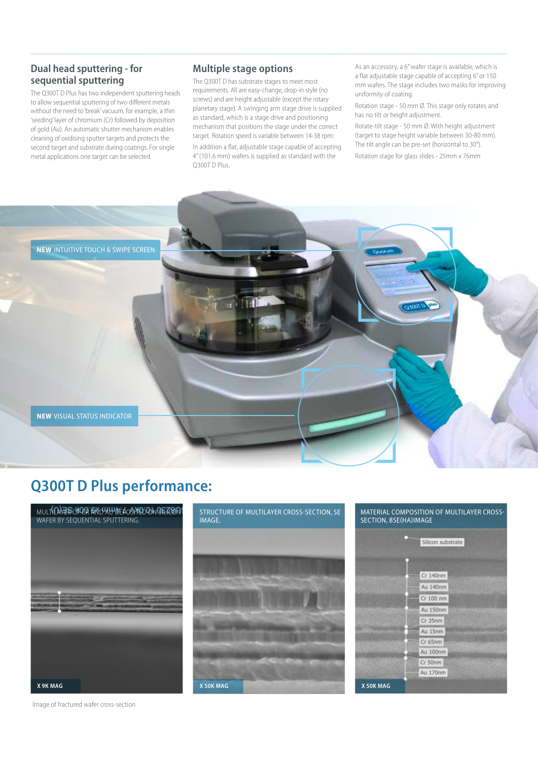## Dual head sputtering - for sequential sputtering

The Q300T D Plus has two independent sputtering heads to allow sequential sputtering of two different metals without the need to 'break' vacuum, for example, a thin 'seeding' layer of chromium (Cr) followed by deposition of gold (Au). An automatic shutter mechanism enables cleaning of oxidising sputter targets and protects the second target and substrate during coatings. For single metal applications one target can be selected.

## Multiple stage options

The Q300T D has substrate stages to meet most requirements. All are easy-change, drop-in style (no screws) and are height adjustable (except the rotary planetary stage). A swinging arm stage drive is supplied as standard, which is a stage drive and positioning mechanism that positions the stage under the correct target. Rotation speed is variable between 14-38 rpm:

In addition a flat, adjustable stage capable of accepting 4" (101.6 mm) wafers is supplied as standard with the Q300T D Plus.

As an accessory, a 6" wafer stage is available, which is a flat adjustable stage capable of accepting 6" or 150 mm wafers. The stage includes two masks for improving uniformity of coating.

Rotation stage - 50 mm Ø. This stage only rotates and has no tilt or height adjustment.

Rotate-tilt stage - 50 mm Ø. With height adjustment (target to stage height variable between 30-80 mm). The tilt angle can be pre-set (horizontal to 30°).

Rotation stage for glass slides - 25mm x 76mm

**NEW** INTUITIVE TOUCH & SWIPE SCREEN

**NEW** VISUAL STATUS INDICATOR

## Q300T D Plus performance:

MULTILAYER OF CR AND AU DEPOSITED ON SILICON WAFER BY SEQUENTIAL SPUTTERING.

X 9K MAG

STRUCTURE OF MULTILAYER CROSS-SECTION, SE IMAGE.

X 50K MAG

MATERIAL COMPOSITION OF MULTILAYER CROSS-SECTION, BSE(HA)IMAGE

Silicon substrate
Cr 140nm
Au 140nm
Cr 100 nm
Au 150nm
Cr 35nm
Au 15nm
Cr 65nm
Au 100nm
Cr 50nm
Au 170nm

X 50K MAG

Image of fractured wafer cross-section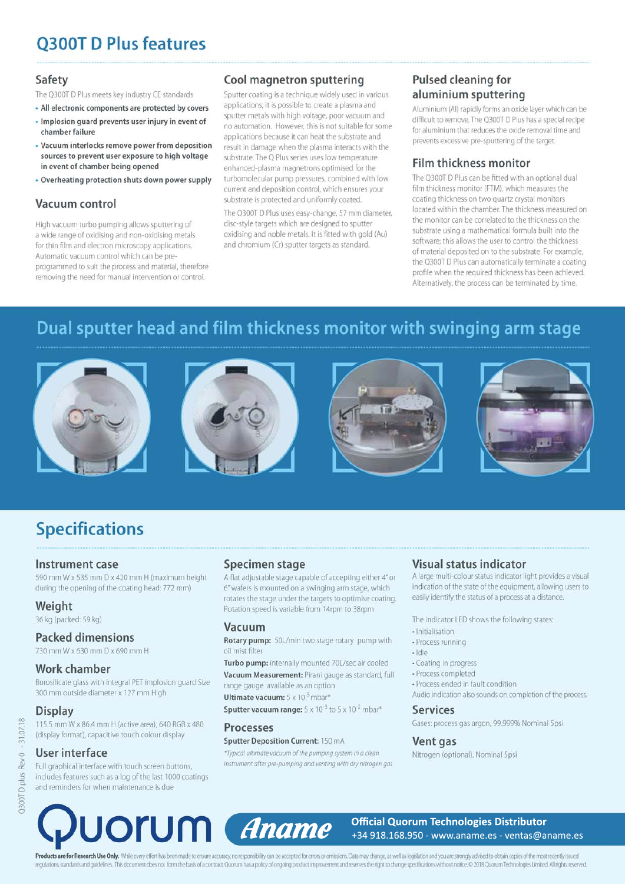# Q300T D Plus features

## Safety

The Q300T D Plus meets key industry CE standards

- All electronic components are protected by covers
- Implosion guard prevents user injury in event of chamber failure
- Vacuum interlocks remove power from deposition sources to prevent user exposure to high voltage in event of chamber being opened
- Overheating protection shuts down power supply

## Vacuum control

High vacuum turbo pumping allows sputtering of a wide range of oxidising and non-oxidising metals for thin film and electron microscopy applications. Automatic vacuum control which can be pre-programmed to suit the process and material, therefore removing the need for manual intervention or control.

## Cool magnetron sputtering

Sputter coating is a technique widely used in various applications; it is possible to create a plasma and sputter metals with high voltage, poor vacuum and no automation. However, this is not suitable for some applications because it can heat the substrate and result in damage when the plasma interacts with the substrate. The Q Plus series uses low temperature enhanced-plasma magnetrons optimised for the turbomolecular pump pressures, combined with low current and deposition control, which ensures your substrate is protected and uniformly coated.

The Q300T D Plus uses easy-change, 57 mm diameter, disc-style targets which are designed to sputter oxidising and noble metals. It is fitted with gold (Au) and chromium (Cr) sputter targets as standard.

## Pulsed cleaning for aluminium sputtering

Aluminium (Al) rapidly forms an oxide layer which can be difficult to remove. The Q300T D Plus has a special recipe for aluminium that reduces the oxide removal time and prevents excessive pre-sputtering of the target.

## Film thickness monitor

The Q300T D Plus can be fitted with an optional dual film thickness monitor (FTM), which measures the coating thickness on two quartz crystal monitors located within the chamber. The thickness measured on the monitor can be correlated to the thickness on the substrate using a mathematical formula built into the software; this allows the user to control the thickness of material deposited on to the substrate. For example, the Q300T D Plus can automatically terminate a coating profile when the required thickness has been achieved. Alternatively, the process can be terminated by time.

# Dual sputter head and film thickness monitor with swinging arm stage

# Specifications

## Instrument case

590 mm W x 535 mm D x 420 mm H (maximum height during the opening of the coating head: 772 mm)

## Weight

36 kg (packed: 59 kg)

## Packed dimensions

730 mm W x 630 mm D x 690 mm H

## Work chamber

Borosilicate glass with integral PET implosion guard Size 300 mm outside diameter x 127 mm High

## Display

115.5 mm W x 86.4 mm H (active area), 640 RGB x 480 (display format), capacitive touch colour display

## User interface

Full graphical interface with touch screen buttons, includes features such as a log of the last 1000 coatings and reminders for when maintenance is due

## Specimen stage

A flat adjustable stage capable of accepting either 4" or 6" wafers is mounted on a swinging arm stage, which rotates the stage under the targets to optimise coating. Rotation speed is variable from 14rpm to 38rpm

## Vacuum

**Rotary pump:** 50L/min two stage rotary pump with oil mist filter

**Turbo pump:** internally mounted 70L/sec air cooled

**Vacuum Measurement:** Pirani gauge as standard, full range gauge available as an option

**Ultimate vacuum:** $5 \times 10^{-5}$ mbar*

**Sputter vacuum range:** $5 \times 10^{-3}$ to $5 \times 10^{-2}$ mbar*

## Processes

**Sputter Deposition Current:** 150 mA

*\*Typical ultimate vacuum of the pumping system in a clean instrument after pre-pumping and venting with dry nitrogen gas*

## Visual status indicator

A large multi-colour status indicator light provides a visual indication of the state of the equipment, allowing users to easily identify the status of a process at a distance.

The indicator LED shows the following states:

- Initialisation
- Process running
- Idle
- Coating in progress
- Process completed
- Process ended in fault condition

Audio indication also sounds on completion of the process.

## Services

Gases: process gas argon, 99.999% Nominal 5psi

## Vent gas

Nitrogen (optional). Nominal 5psi

Q300T D plus Rev 0 - 31.07.18

Quorum

Aname

**Official Quorum Technologies Distributor**
+34 918.168.950 - www.aname.es - ventas@aname.es

**Products are for Research Use Only.** While every effort has been made to ensure accuracy, no responsibility can be accepted for errors or omissions. Data may change, as well as legislation and you are strongly advised to obtain copies of the most recently issued regulations, standards and guidelines. This document does not form the basis of a contract. Quorum has a policy of ongoing product improvement and reserves the right to change specifications without notice. © 2018 Quorum Technologies Limited. All rights reserved.